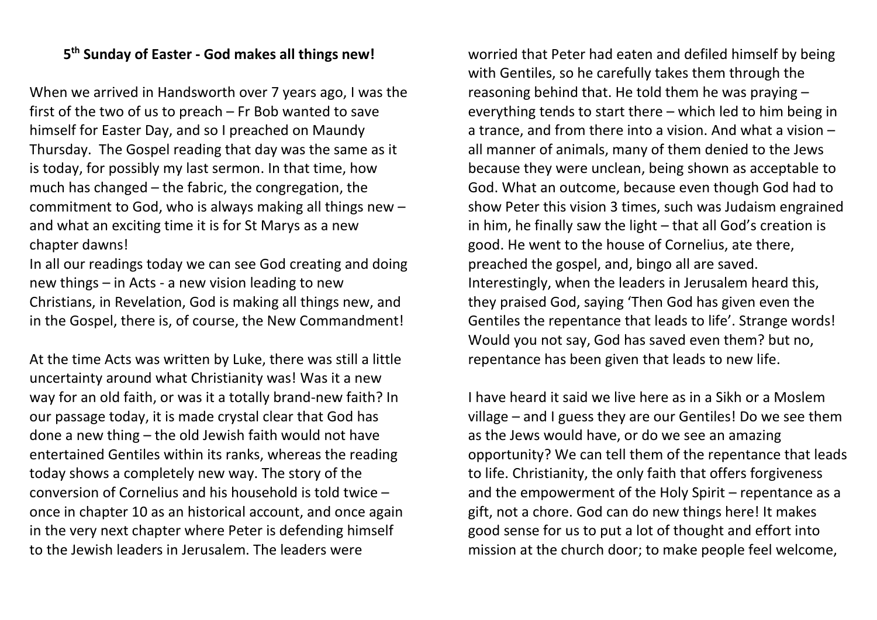## 5th Sunday of Easter - God makes all things new!

When we arrived in Handsworth over 7 years ago, I was the first of the two of us to preach – Fr Bob wanted to save himself for Easter Day, and so I preached on Maundy Thursday. The Gospel reading that day was the same as it is today, for possibly my last sermon. In that time, how much has changed – the fabric, the congregation, the commitment to God, who is always making all things new – and what an exciting time it is for St Marys as a new chapter dawns!

In all our readings today we can see God creating and doing new things – in Acts - a new vision leading to new Christians, in Revelation, God is making all things new, and in the Gospel, there is, of course, the New Commandment!

At the time Acts was written by Luke, there was still a little uncertainty around what Christianity was! Was it a new way for an old faith, or was it a totally brand-new faith? In our passage today, it is made crystal clear that God has done a new thing – the old Jewish faith would not have entertained Gentiles within its ranks, whereas the reading today shows a completely new way. The story of the conversion of Cornelius and his household is told twice – once in chapter 10 as an historical account, and once again in the very next chapter where Peter is defending himself to the Jewish leaders in Jerusalem. The leaders were worried that Peter had eaten and defiled himself by being with Gentiles, so he carefully takes them through the reasoning behind that. He told them he was praying – everything tends to start there – which led to him being in a trance, and from there into a vision. And what a vision – all manner of animals, many of them denied to the Jews because they were unclean, being shown as acceptable to God. What an outcome, because even though God had to show Peter this vision 3 times, such was Judaism engrained in him, he finally saw the light – that all God's creation is good. He went to the house of Cornelius, ate there, preached the gospel, and, bingo all are saved. Interestingly, when the leaders in Jerusalem heard this, they praised God, saying 'Then God has given even the Gentiles the repentance that leads to life'. Strange words! Would you not say, God has saved even them? but no, repentance has been given that leads to new life.

I have heard it said we live here as in a Sikh or a Moslem village – and I guess they are our Gentiles! Do we see them as the Jews would have, or do we see an amazing opportunity? We can tell them of the repentance that leads to life. Christianity, the only faith that offers forgiveness and the empowerment of the Holy Spirit – repentance as a gift, not a chore. God can do new things here! It makes good sense for us to put a lot of thought and effort into mission at the church door; to make people feel welcome,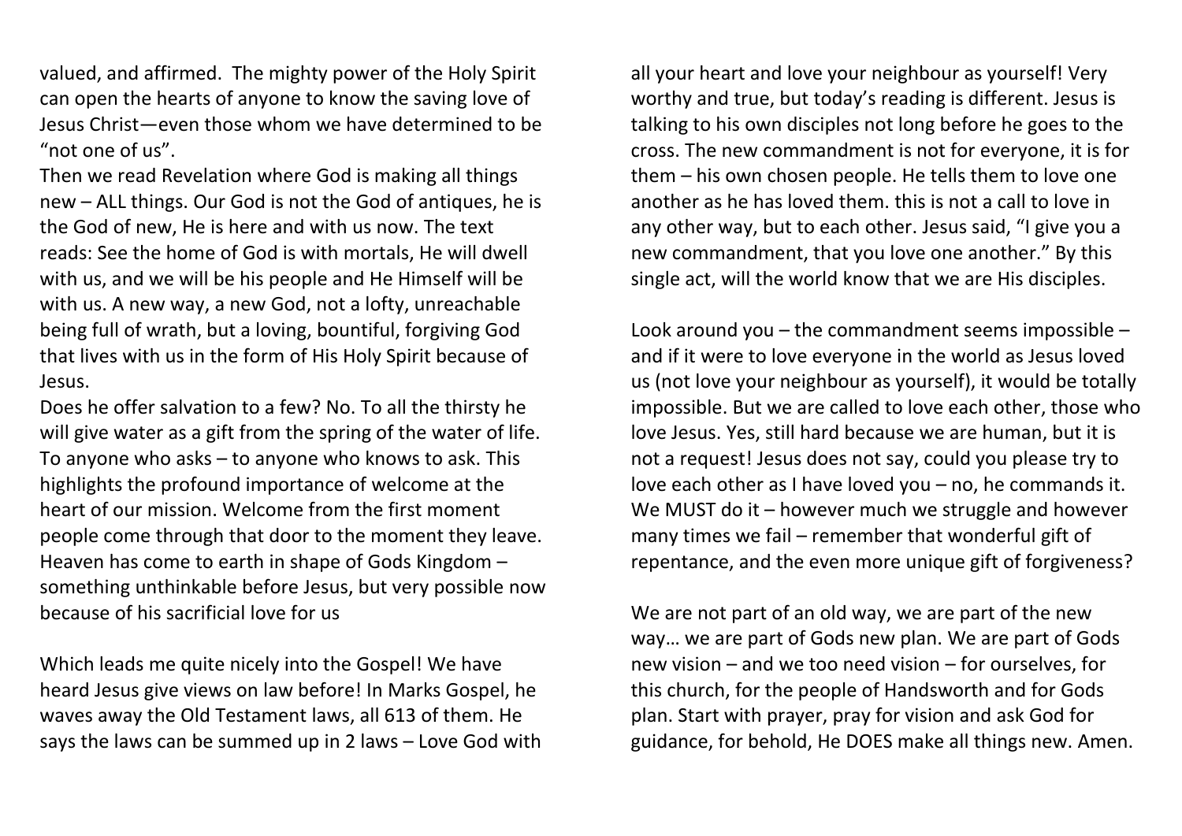valued, and affirmed. The mighty power of the Holy Spirit can open the hearts of anyone to know the saving love of Jesus Christ—even those whom we have determined to be "not one of us".

Then we read Revelation where God is making all things new – ALL things. Our God is not the God of antiques, he is the God of new, He is here and with us now. The text reads: See the home of God is with mortals, He will dwell with us, and we will be his people and He Himself will be with us. A new way, a new God, not a lofty, unreachable being full of wrath, but a loving, bountiful, forgiving God that lives with us in the form of His Holy Spirit because of Jesus.

Does he offer salvation to a few? No. To all the thirsty he will give water as a gift from the spring of the water of life. To anyone who asks – to anyone who knows to ask. This highlights the profound importance of welcome at the heart of our mission. Welcome from the first moment people come through that door to the moment they leave. Heaven has come to earth in shape of Gods Kingdom – something unthinkable before Jesus, but very possible now because of his sacrificial love for us

Which leads me quite nicely into the Gospel! We have heard Jesus give views on law before! In Marks Gospel, he waves away the Old Testament laws, all 613 of them. He says the laws can be summed up in 2 laws – Love God with all your heart and love your neighbour as yourself! Very worthy and true, but today's reading is different. Jesus is talking to his own disciples not long before he goes to the cross. The new commandment is not for everyone, it is for them – his own chosen people. He tells them to love one another as he has loved them. this is not a call to love in any other way, but to each other. Jesus said, "I give you a new commandment, that you love one another." By this single act, will the world know that we are His disciples.

Look around you – the commandment seems impossible – and if it were to love everyone in the world as Jesus loved us (not love your neighbour as yourself), it would be totally impossible. But we are called to love each other, those who love Jesus. Yes, still hard because we are human, but it is not a request! Jesus does not say, could you please try to love each other as I have loved you – no, he commands it. We MUST do it – however much we struggle and however many times we fail – remember that wonderful gift of repentance, and the even more unique gift of forgiveness?

We are not part of an old way, we are part of the new way… we are part of Gods new plan. We are part of Gods new vision – and we too need vision – for ourselves, for this church, for the people of Handsworth and for Gods plan. Start with prayer, pray for vision and ask God for guidance, for behold, He DOES make all things new. Amen.